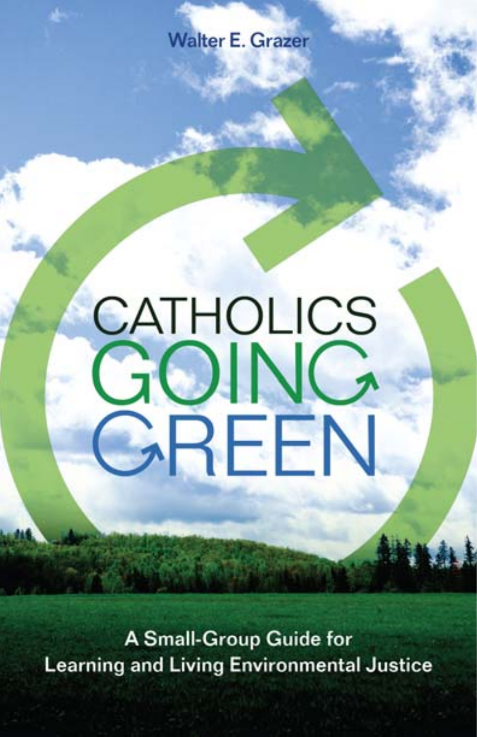Walter E. Grazer

# CATHOLICS GOING GREEN

A Small-Group Guide for Learning and Living Environmental Justice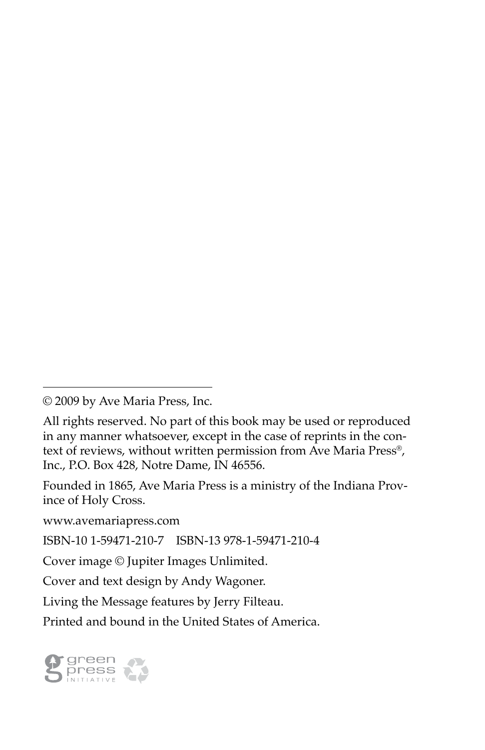© 2009 by Ave Maria Press, Inc.

All rights reserved. No part of this book may be used or reproduced in any manner whatsoever, except in the case of reprints in the context of reviews, without written permission from Ave Maria Press®, Inc., P.O. Box 428, Notre Dame, IN 46556.

Founded in 1865, Ave Maria Press is a ministry of the Indiana Province of Holy Cross.

www.avemariapress.com

ISBN-10 1-59471-210-7 ISBN-13 978-1-59471-210-4

Cover image © Jupiter Images Unlimited.

Cover and text design by Andy Wagoner.

Living the Message features by Jerry Filteau.

Printed and bound in the United States of America.

green press INITIATIVE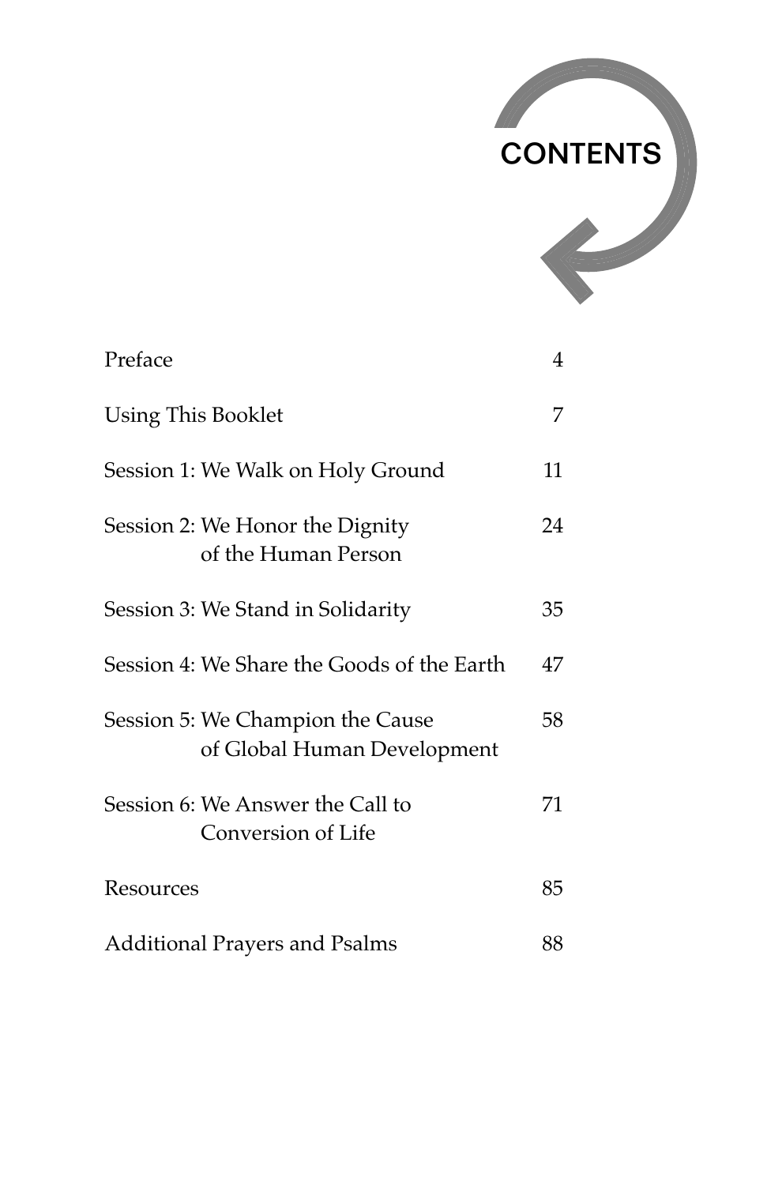# CONTENTS

| | |
|---|---|
| Preface | 4 |
| Using This Booklet | 7 |
| Session 1: We Walk on Holy Ground | 11 |
| Session 2: We Honor the Dignity of the Human Person | 24 |
| Session 3: We Stand in Solidarity | 35 |
| Session 4: We Share the Goods of the Earth | 47 |
| Session 5: We Champion the Cause of Global Human Development | 58 |
| Session 6: We Answer the Call to Conversion of Life | 71 |
| Resources | 85 |
| Additional Prayers and Psalms | 88 |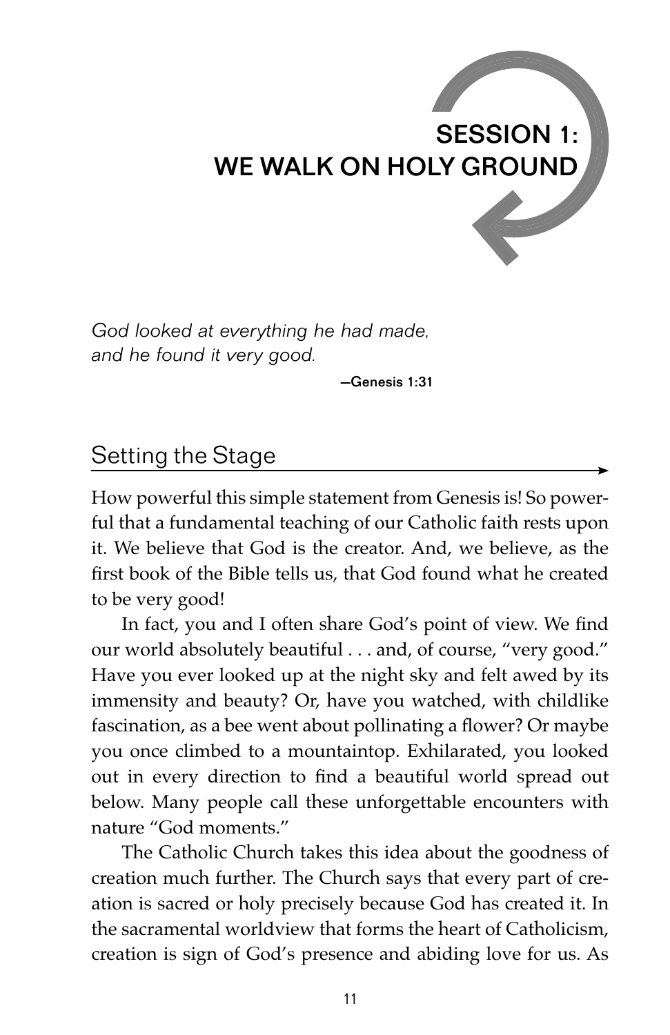# SESSION 1: WE WALK ON HOLY GROUND

*God looked at everything he had made, and he found it very good.*

—Genesis 1:31

## Setting the Stage

How powerful this simple statement from Genesis is! So powerful that a fundamental teaching of our Catholic faith rests upon it. We believe that God is the creator. And, we believe, as the first book of the Bible tells us, that God found what he created to be very good!

In fact, you and I often share God's point of view. We find our world absolutely beautiful . . . and, of course, "very good." Have you ever looked up at the night sky and felt awed by its immensity and beauty? Or, have you watched, with childlike fascination, as a bee went about pollinating a flower? Or maybe you once climbed to a mountaintop. Exhilarated, you looked out in every direction to find a beautiful world spread out below. Many people call these unforgettable encounters with nature "God moments."

The Catholic Church takes this idea about the goodness of creation much further. The Church says that every part of creation is sacred or holy precisely because God has created it. In the sacramental worldview that forms the heart of Catholicism, creation is sign of God's presence and abiding love for us. As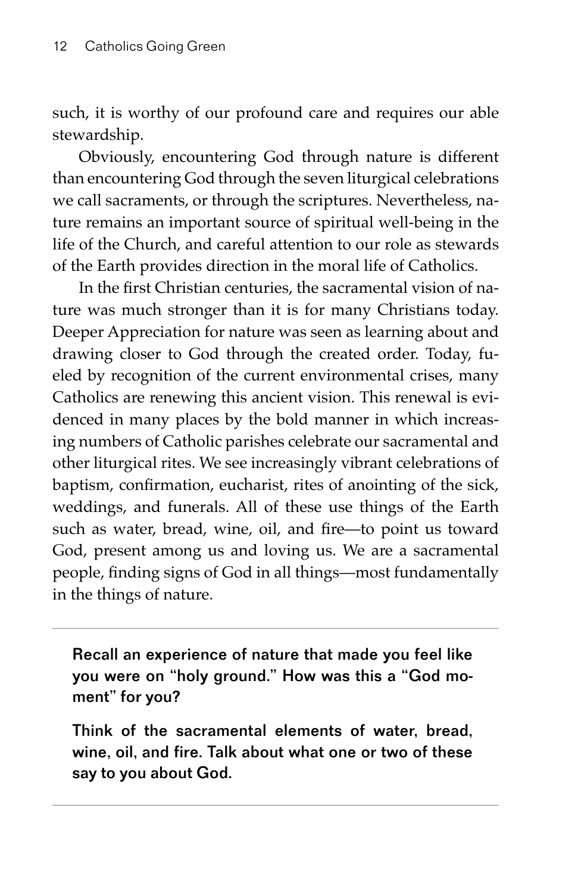such, it is worthy of our profound care and requires our able stewardship.

Obviously, encountering God through nature is different than encountering God through the seven liturgical celebrations we call sacraments, or through the scriptures. Nevertheless, nature remains an important source of spiritual well-being in the life of the Church, and careful attention to our role as stewards of the Earth provides direction in the moral life of Catholics.

In the first Christian centuries, the sacramental vision of nature was much stronger than it is for many Christians today. Deeper Appreciation for nature was seen as learning about and drawing closer to God through the created order. Today, fueled by recognition of the current environmental crises, many Catholics are renewing this ancient vision. This renewal is evidenced in many places by the bold manner in which increasing numbers of Catholic parishes celebrate our sacramental and other liturgical rites. We see increasingly vibrant celebrations of baptism, confirmation, eucharist, rites of anointing of the sick, weddings, and funerals. All of these use things of the Earth such as water, bread, wine, oil, and fire—to point us toward God, present among us and loving us. We are a sacramental people, finding signs of God in all things—most fundamentally in the things of nature.

---

**Recall an experience of nature that made you feel like you were on "holy ground." How was this a "God moment" for you?**

**Think of the sacramental elements of water, bread, wine, oil, and fire. Talk about what one or two of these say to you about God.**

---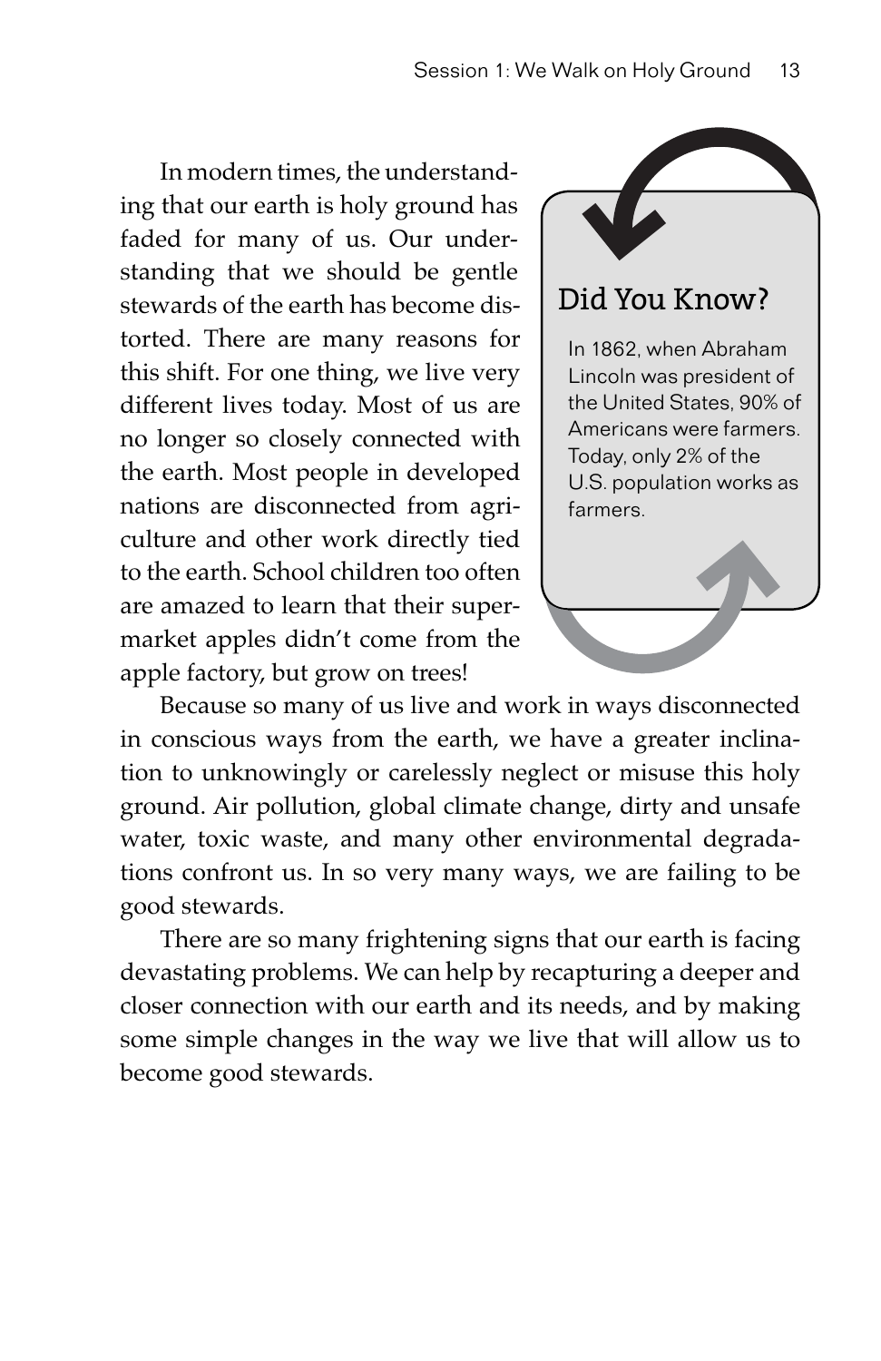In modern times, the understanding that our earth is holy ground has faded for many of us. Our understanding that we should be gentle stewards of the earth has become distorted. There are many reasons for this shift. For one thing, we live very different lives today. Most of us are no longer so closely connected with the earth. Most people in developed nations are disconnected from agriculture and other work directly tied to the earth. School children too often are amazed to learn that their supermarket apples didn't come from the apple factory, but grow on trees!

> **Did You Know?**
>
> In 1862, when Abraham Lincoln was president of the United States, 90% of Americans were farmers. Today, only 2% of the U.S. population works as farmers.

Because so many of us live and work in ways disconnected in conscious ways from the earth, we have a greater inclination to unknowingly or carelessly neglect or misuse this holy ground. Air pollution, global climate change, dirty and unsafe water, toxic waste, and many other environmental degradations confront us. In so very many ways, we are failing to be good stewards.

There are so many frightening signs that our earth is facing devastating problems. We can help by recapturing a deeper and closer connection with our earth and its needs, and by making some simple changes in the way we live that will allow us to become good stewards.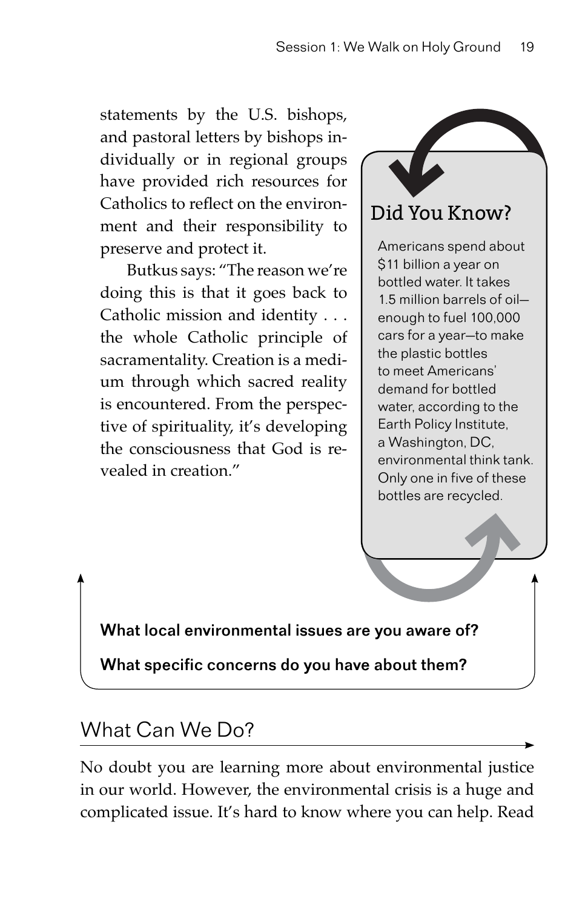statements by the U.S. bishops, and pastoral letters by bishops individually or in regional groups have provided rich resources for Catholics to reflect on the environment and their responsibility to preserve and protect it.

Butkus says: "The reason we're doing this is that it goes back to Catholic mission and identity . . . the whole Catholic principle of sacramentality. Creation is a medium through which sacred reality is encountered. From the perspective of spirituality, it's developing the consciousness that God is revealed in creation."

> **Did You Know?**
>
> Americans spend about $11 billion a year on bottled water. It takes 1.5 million barrels of oil—enough to fuel 100,000 cars for a year—to make the plastic bottles to meet Americans' demand for bottled water, according to the Earth Policy Institute, a Washington, DC, environmental think tank. Only one in five of these bottles are recycled.

**What local environmental issues are you aware of?**

**What specific concerns do you have about them?**

## What Can We Do?

No doubt you are learning more about environmental justice in our world. However, the environmental crisis is a huge and complicated issue. It's hard to know where you can help. Read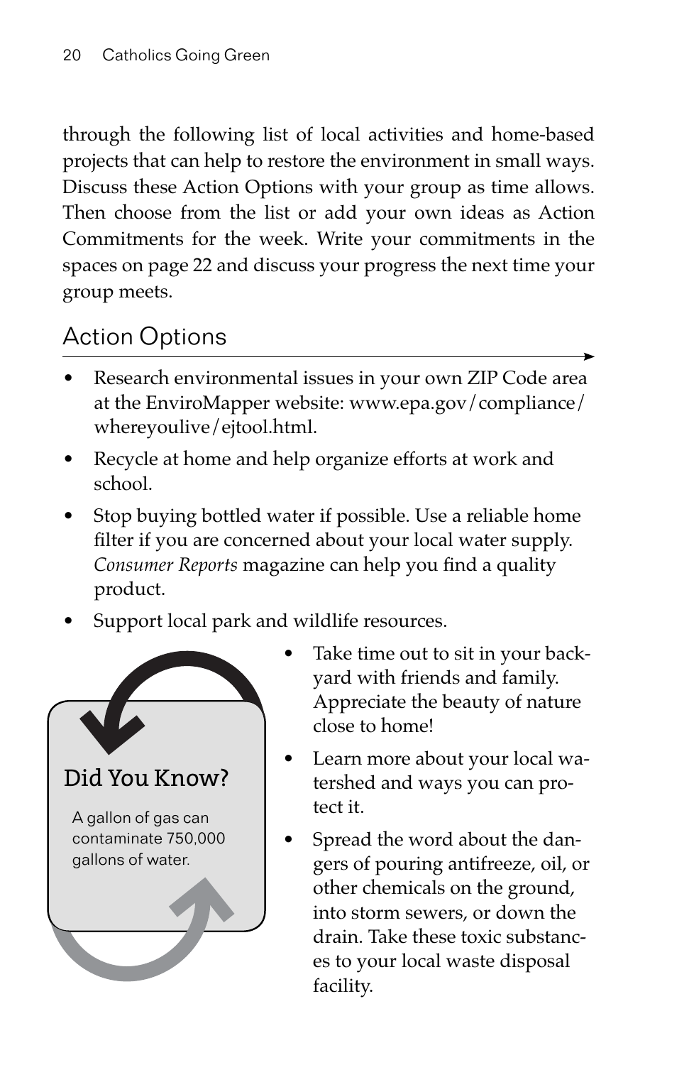through the following list of local activities and home-based projects that can help to restore the environment in small ways. Discuss these Action Options with your group as time allows. Then choose from the list or add your own ideas as Action Commitments for the week. Write your commitments in the spaces on page 22 and discuss your progress the next time your group meets.

## Action Options

- Research environmental issues in your own ZIP Code area at the EnviroMapper website: www.epa.gov/compliance/whereyoulive/ejtool.html.
- Recycle at home and help organize efforts at work and school.
- Stop buying bottled water if possible. Use a reliable home filter if you are concerned about your local water supply. *Consumer Reports* magazine can help you find a quality product.
- Support local park and wildlife resources.
- Take time out to sit in your backyard with friends and family. Appreciate the beauty of nature close to home!
- Learn more about your local watershed and ways you can protect it.
- Spread the word about the dangers of pouring antifreeze, oil, or other chemicals on the ground, into storm sewers, or down the drain. Take these toxic substances to your local waste disposal facility.

### Did You Know?

A gallon of gas can contaminate 750,000 gallons of water.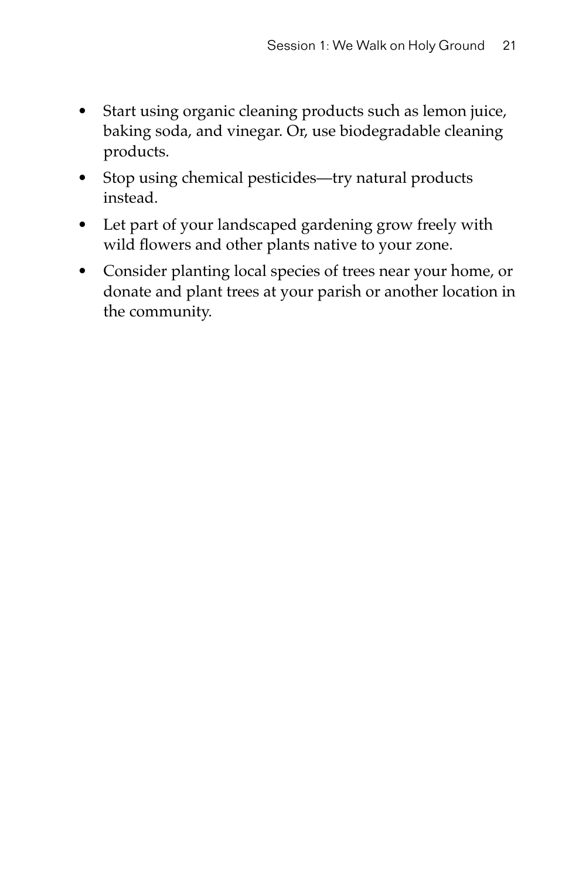- Start using organic cleaning products such as lemon juice, baking soda, and vinegar. Or, use biodegradable cleaning products.
- Stop using chemical pesticides—try natural products instead.
- Let part of your landscaped gardening grow freely with wild flowers and other plants native to your zone.
- Consider planting local species of trees near your home, or donate and plant trees at your parish or another location in the community.